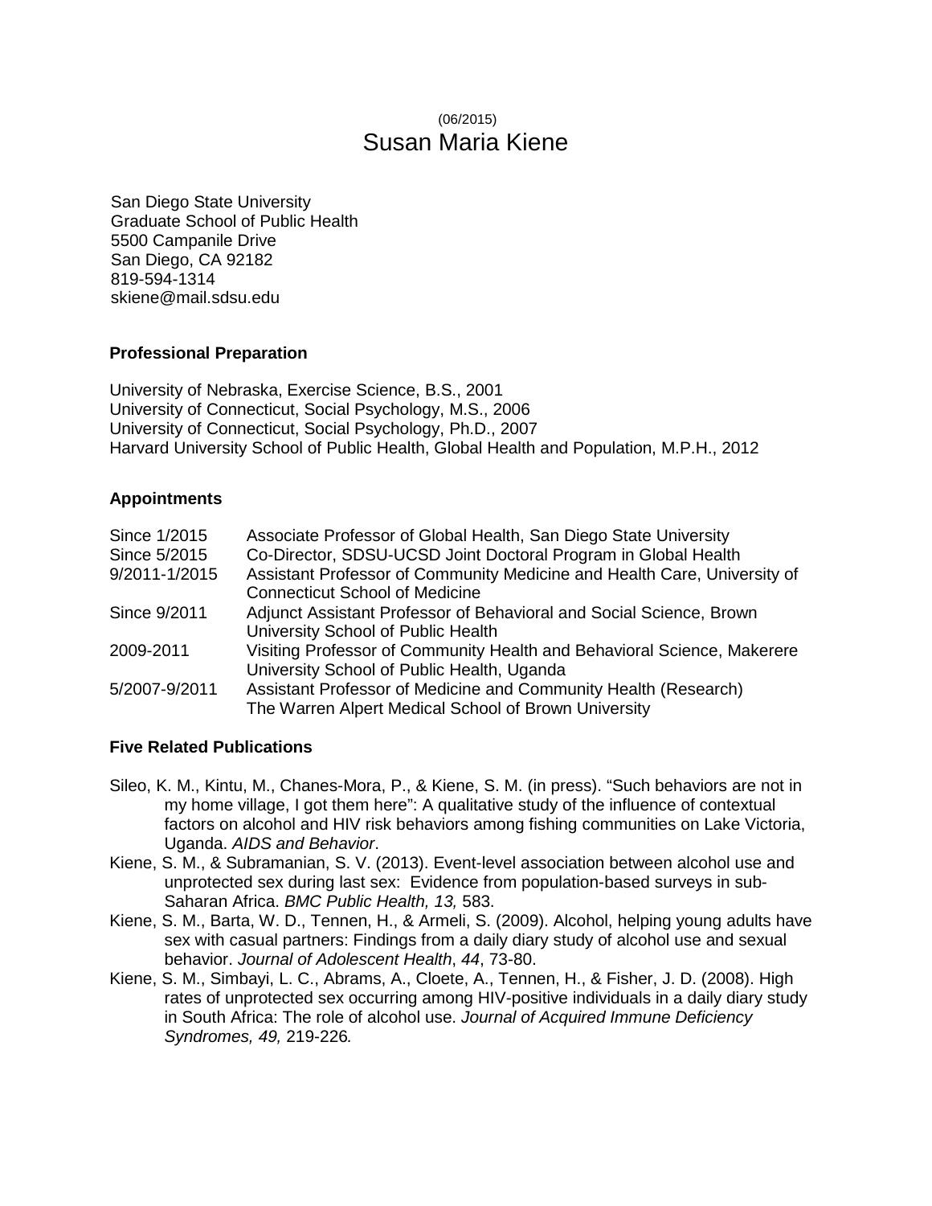(06/2015)

# Susan Maria Kiene

San Diego State University
Graduate School of Public Health
5500 Campanile Drive
San Diego, CA 92182
819-594-1314
skiene@mail.sdsu.edu

### Professional Preparation

University of Nebraska, Exercise Science, B.S., 2001
University of Connecticut, Social Psychology, M.S., 2006
University of Connecticut, Social Psychology, Ph.D., 2007
Harvard University School of Public Health, Global Health and Population, M.P.H., 2012

### Appointments

| | |
|---|---|
| Since 1/2015 | Associate Professor of Global Health, San Diego State University |
| Since 5/2015 | Co-Director, SDSU-UCSD Joint Doctoral Program in Global Health |
| 9/2011-1/2015 | Assistant Professor of Community Medicine and Health Care, University of Connecticut School of Medicine |
| Since 9/2011 | Adjunct Assistant Professor of Behavioral and Social Science, Brown University School of Public Health |
| 2009-2011 | Visiting Professor of Community Health and Behavioral Science, Makerere University School of Public Health, Uganda |
| 5/2007-9/2011 | Assistant Professor of Medicine and Community Health (Research) The Warren Alpert Medical School of Brown University |

### Five Related Publications

Sileo, K. M., Kintu, M., Chanes-Mora, P., & Kiene, S. M. (in press). "Such behaviors are not in my home village, I got them here": A qualitative study of the influence of contextual factors on alcohol and HIV risk behaviors among fishing communities on Lake Victoria, Uganda. *AIDS and Behavior*.

Kiene, S. M., & Subramanian, S. V. (2013). Event-level association between alcohol use and unprotected sex during last sex: Evidence from population-based surveys in sub-Saharan Africa. *BMC Public Health, 13,* 583.

Kiene, S. M., Barta, W. D., Tennen, H., & Armeli, S. (2009). Alcohol, helping young adults have sex with casual partners: Findings from a daily diary study of alcohol use and sexual behavior. *Journal of Adolescent Health*, *44*, 73-80.

Kiene, S. M., Simbayi, L. C., Abrams, A., Cloete, A., Tennen, H., & Fisher, J. D. (2008). High rates of unprotected sex occurring among HIV-positive individuals in a daily diary study in South Africa: The role of alcohol use. *Journal of Acquired Immune Deficiency Syndromes, 49,* 219-226*.*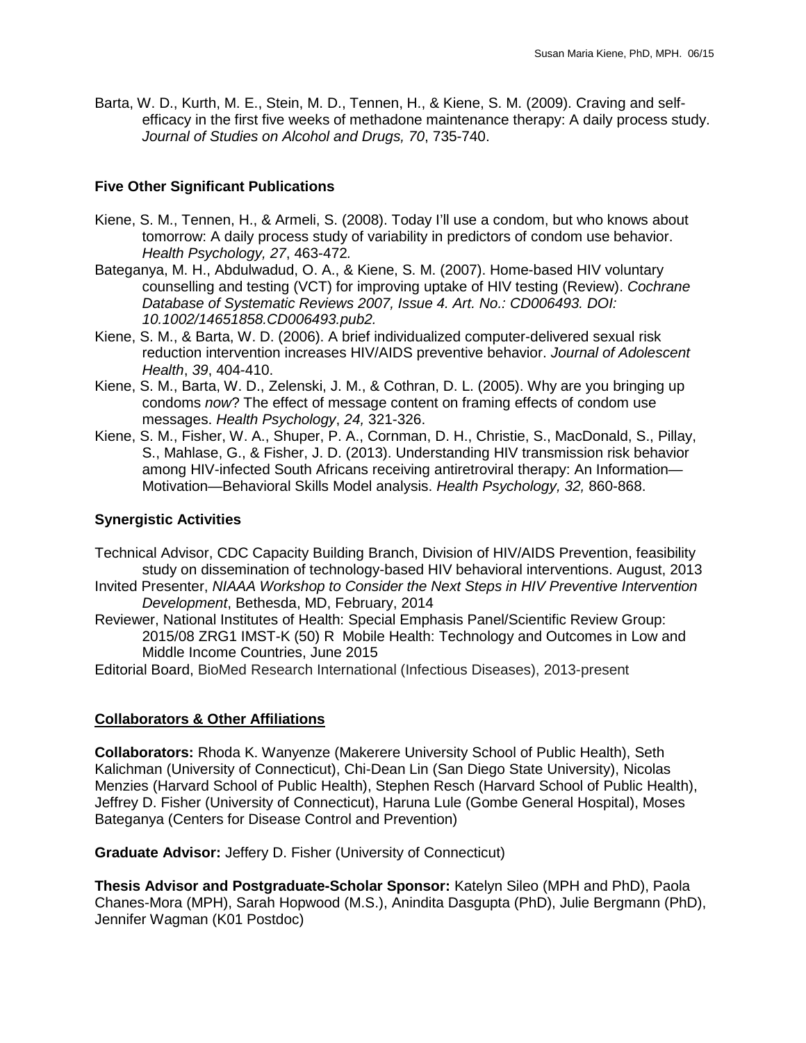Barta, W. D., Kurth, M. E., Stein, M. D., Tennen, H., & Kiene, S. M. (2009). Craving and self-efficacy in the first five weeks of methadone maintenance therapy: A daily process study. *Journal of Studies on Alcohol and Drugs, 70*, 735-740.

### Five Other Significant Publications

Kiene, S. M., Tennen, H., & Armeli, S. (2008). Today I'll use a condom, but who knows about tomorrow: A daily process study of variability in predictors of condom use behavior. *Health Psychology, 27*, 463-472*.*

Bateganya, M. H., Abdulwadud, O. A., & Kiene, S. M. (2007). Home-based HIV voluntary counselling and testing (VCT) for improving uptake of HIV testing (Review). *Cochrane Database of Systematic Reviews 2007, Issue 4. Art. No.: CD006493. DOI: 10.1002/14651858.CD006493.pub2.*

Kiene, S. M., & Barta, W. D. (2006). A brief individualized computer-delivered sexual risk reduction intervention increases HIV/AIDS preventive behavior. *Journal of Adolescent Health*, *39*, 404-410.

Kiene, S. M., Barta, W. D., Zelenski, J. M., & Cothran, D. L. (2005). Why are you bringing up condoms *now*? The effect of message content on framing effects of condom use messages. *Health Psychology*, *24,* 321-326.

Kiene, S. M., Fisher, W. A., Shuper, P. A., Cornman, D. H., Christie, S., MacDonald, S., Pillay, S., Mahlase, G., & Fisher, J. D. (2013). Understanding HIV transmission risk behavior among HIV-infected South Africans receiving antiretroviral therapy: An Information—Motivation—Behavioral Skills Model analysis. *Health Psychology, 32,* 860-868.

### Synergistic Activities

Technical Advisor, CDC Capacity Building Branch, Division of HIV/AIDS Prevention, feasibility study on dissemination of technology-based HIV behavioral interventions. August, 2013

Invited Presenter, *NIAAA Workshop to Consider the Next Steps in HIV Preventive Intervention Development*, Bethesda, MD, February, 2014

Reviewer, National Institutes of Health: Special Emphasis Panel/Scientific Review Group: 2015/08 ZRG1 IMST-K (50) R Mobile Health: Technology and Outcomes in Low and Middle Income Countries, June 2015

Editorial Board, BioMed Research International (Infectious Diseases), 2013-present

### Collaborators & Other Affiliations

**Collaborators:** Rhoda K. Wanyenze (Makerere University School of Public Health), Seth Kalichman (University of Connecticut), Chi-Dean Lin (San Diego State University), Nicolas Menzies (Harvard School of Public Health), Stephen Resch (Harvard School of Public Health), Jeffrey D. Fisher (University of Connecticut), Haruna Lule (Gombe General Hospital), Moses Bateganya (Centers for Disease Control and Prevention)

**Graduate Advisor:** Jeffery D. Fisher (University of Connecticut)

**Thesis Advisor and Postgraduate-Scholar Sponsor:** Katelyn Sileo (MPH and PhD), Paola Chanes-Mora (MPH), Sarah Hopwood (M.S.), Anindita Dasgupta (PhD), Julie Bergmann (PhD), Jennifer Wagman (K01 Postdoc)